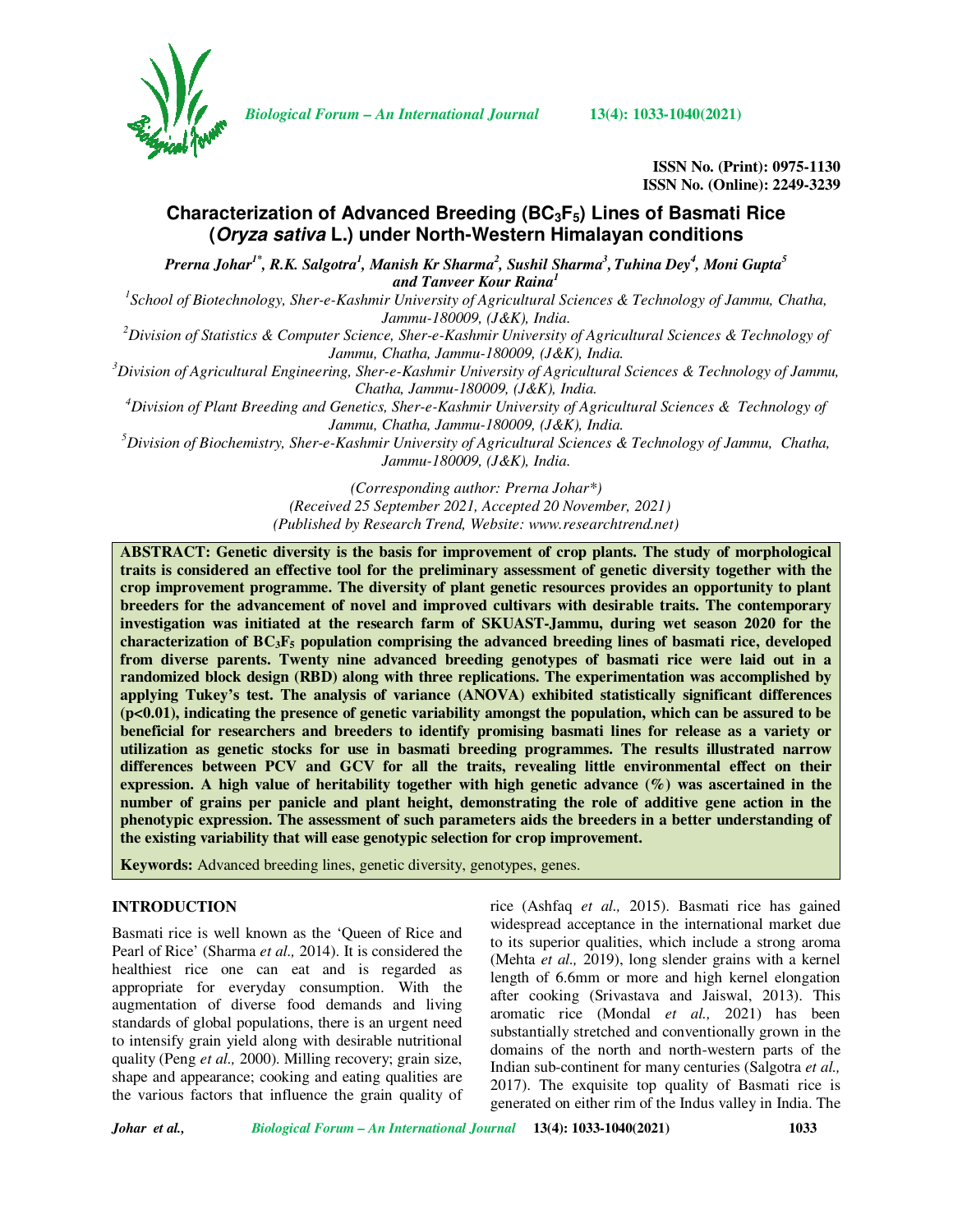ISSN No. (Print): 0975-1130
ISSN No. (Online): 2249-3239

# Characterization of Advanced Breeding ($BC_3F_5$) Lines of Basmati Rice (*Oryza sativa* L.) under North-Western Himalayan conditions

***Prerna Johar[1*], R.K. Salgotra[1], Manish Kr Sharma[2], Sushil Sharma[3], Tuhina Dey[4], Moni Gupta[5] and Tanveer Kour Raina[1]***

[1]*School of Biotechnology, Sher-e-Kashmir University of Agricultural Sciences & Technology of Jammu, Chatha, Jammu-180009, (J&K), India.*
[2]*Division of Statistics & Computer Science, Sher-e-Kashmir University of Agricultural Sciences & Technology of Jammu, Chatha, Jammu-180009, (J&K), India.*
[3]*Division of Agricultural Engineering, Sher-e-Kashmir University of Agricultural Sciences & Technology of Jammu, Chatha, Jammu-180009, (J&K), India.*
[4]*Division of Plant Breeding and Genetics, Sher-e-Kashmir University of Agricultural Sciences & Technology of Jammu, Chatha, Jammu-180009, (J&K), India.*
[5]*Division of Biochemistry, Sher-e-Kashmir University of Agricultural Sciences & Technology of Jammu, Chatha, Jammu-180009, (J&K), India.*

*(Corresponding author: Prerna Johar*)*
*(Received 25 September 2021, Accepted 20 November, 2021)*
*(Published by Research Trend, Website: www.researchtrend.net)*

**ABSTRACT: Genetic diversity is the basis for improvement of crop plants. The study of morphological traits is considered an effective tool for the preliminary assessment of genetic diversity together with the crop improvement programme. The diversity of plant genetic resources provides an opportunity to plant breeders for the advancement of novel and improved cultivars with desirable traits. The contemporary investigation was initiated at the research farm of SKUAST-Jammu, during wet season 2020 for the characterization of $BC_3F_5$ population comprising the advanced breeding lines of basmati rice, developed from diverse parents. Twenty nine advanced breeding genotypes of basmati rice were laid out in a randomized block design (RBD) along with three replications. The experimentation was accomplished by applying Tukey's test. The analysis of variance (ANOVA) exhibited statistically significant differences ($p<0.01$), indicating the presence of genetic variability amongst the population, which can be assured to be beneficial for researchers and breeders to identify promising basmati lines for release as a variety or utilization as genetic stocks for use in basmati breeding programmes. The results illustrated narrow differences between PCV and GCV for all the traits, revealing little environmental effect on their expression. A high value of heritability together with high genetic advance (%) was ascertained in the number of grains per panicle and plant height, demonstrating the role of additive gene action in the phenotypic expression. The assessment of such parameters aids the breeders in a better understanding of the existing variability that will ease genotypic selection for crop improvement.**

**Keywords:** Advanced breeding lines, genetic diversity, genotypes, genes.

## INTRODUCTION

Basmati rice is well known as the 'Queen of Rice and Pearl of Rice' (Sharma *et al.,* 2014). It is considered the healthiest rice one can eat and is regarded as appropriate for everyday consumption. With the augmentation of diverse food demands and living standards of global populations, there is an urgent need to intensify grain yield along with desirable nutritional quality (Peng *et al.,* 2000). Milling recovery; grain size, shape and appearance; cooking and eating qualities are the various factors that influence the grain quality of rice (Ashfaq *et al.,* 2015). Basmati rice has gained widespread acceptance in the international market due to its superior qualities, which include a strong aroma (Mehta *et al.,* 2019), long slender grains with a kernel length of 6.6mm or more and high kernel elongation after cooking (Srivastava and Jaiswal, 2013). This aromatic rice (Mondal *et al.,* 2021) has been substantially stretched and conventionally grown in the domains of the north and north-western parts of the Indian sub-continent for many centuries (Salgotra *et al.,* 2017). The exquisite top quality of Basmati rice is generated on either rim of the Indus valley in India. The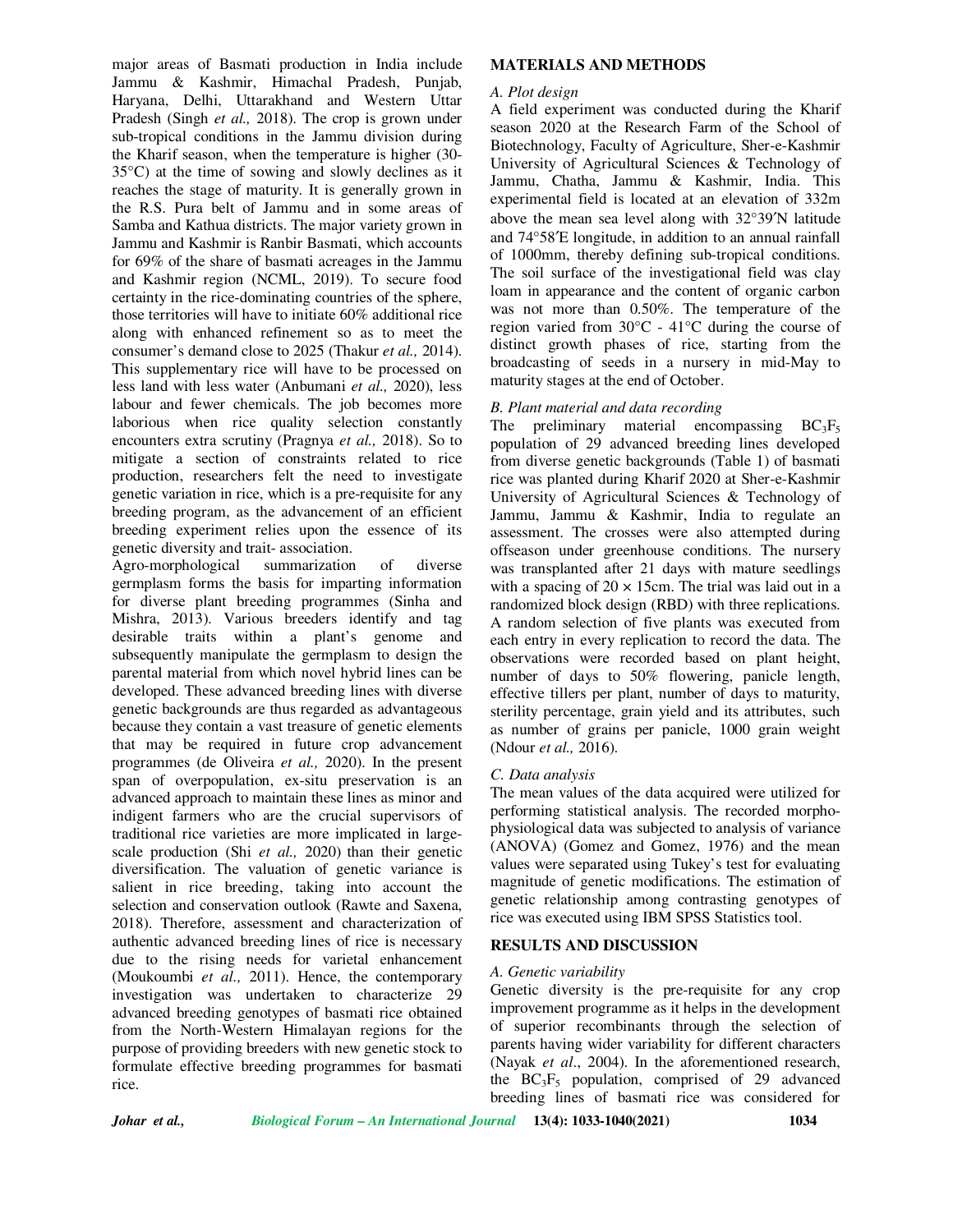major areas of Basmati production in India include Jammu & Kashmir, Himachal Pradesh, Punjab, Haryana, Delhi, Uttarakhand and Western Uttar Pradesh (Singh *et al.,* 2018). The crop is grown under sub-tropical conditions in the Jammu division during the Kharif season, when the temperature is higher (30-35°C) at the time of sowing and slowly declines as it reaches the stage of maturity. It is generally grown in the R.S. Pura belt of Jammu and in some areas of Samba and Kathua districts. The major variety grown in Jammu and Kashmir is Ranbir Basmati, which accounts for 69% of the share of basmati acreages in the Jammu and Kashmir region (NCML, 2019). To secure food certainty in the rice-dominating countries of the sphere, those territories will have to initiate 60% additional rice along with enhanced refinement so as to meet the consumer's demand close to 2025 (Thakur *et al.,* 2014). This supplementary rice will have to be processed on less land with less water (Anbumani *et al.,* 2020), less labour and fewer chemicals. The job becomes more laborious when rice quality selection constantly encounters extra scrutiny (Pragnya *et al.,* 2018). So to mitigate a section of constraints related to rice production, researchers felt the need to investigate genetic variation in rice, which is a pre-requisite for any breeding program, as the advancement of an efficient breeding experiment relies upon the essence of its genetic diversity and trait- association.

Agro-morphological summarization of diverse germplasm forms the basis for imparting information for diverse plant breeding programmes (Sinha and Mishra, 2013). Various breeders identify and tag desirable traits within a plant's genome and subsequently manipulate the germplasm to design the parental material from which novel hybrid lines can be developed. These advanced breeding lines with diverse genetic backgrounds are thus regarded as advantageous because they contain a vast treasure of genetic elements that may be required in future crop advancement programmes (de Oliveira *et al.,* 2020). In the present span of overpopulation, ex-situ preservation is an advanced approach to maintain these lines as minor and indigent farmers who are the crucial supervisors of traditional rice varieties are more implicated in large-scale production (Shi *et al.,* 2020) than their genetic diversification. The valuation of genetic variance is salient in rice breeding, taking into account the selection and conservation outlook (Rawte and Saxena, 2018). Therefore, assessment and characterization of authentic advanced breeding lines of rice is necessary due to the rising needs for varietal enhancement (Moukoumbi *et al.,* 2011). Hence, the contemporary investigation was undertaken to characterize 29 advanced breeding genotypes of basmati rice obtained from the North-Western Himalayan regions for the purpose of providing breeders with new genetic stock to formulate effective breeding programmes for basmati rice.

## MATERIALS AND METHODS

### *A. Plot design*

A field experiment was conducted during the Kharif season 2020 at the Research Farm of the School of Biotechnology, Faculty of Agriculture, Sher-e-Kashmir University of Agricultural Sciences & Technology of Jammu, Chatha, Jammu & Kashmir, India. This experimental field is located at an elevation of 332m above the mean sea level along with 32°39′N latitude and 74°58′E longitude, in addition to an annual rainfall of 1000mm, thereby defining sub-tropical conditions. The soil surface of the investigational field was clay loam in appearance and the content of organic carbon was not more than 0.50%. The temperature of the region varied from 30°C - 41°C during the course of distinct growth phases of rice, starting from the broadcasting of seeds in a nursery in mid-May to maturity stages at the end of October.

### *B. Plant material and data recording*

The preliminary material encompassing $BC_3F_5$ population of 29 advanced breeding lines developed from diverse genetic backgrounds (Table 1) of basmati rice was planted during Kharif 2020 at Sher-e-Kashmir University of Agricultural Sciences & Technology of Jammu, Jammu & Kashmir, India to regulate an assessment. The crosses were also attempted during offseason under greenhouse conditions. The nursery was transplanted after 21 days with mature seedlings with a spacing of 20 × 15cm. The trial was laid out in a randomized block design (RBD) with three replications. A random selection of five plants was executed from each entry in every replication to record the data. The observations were recorded based on plant height, number of days to 50% flowering, panicle length, effective tillers per plant, number of days to maturity, sterility percentage, grain yield and its attributes, such as number of grains per panicle, 1000 grain weight (Ndour *et al.,* 2016).

### *C. Data analysis*

The mean values of the data acquired were utilized for performing statistical analysis. The recorded morpho-physiological data was subjected to analysis of variance (ANOVA) (Gomez and Gomez, 1976) and the mean values were separated using Tukey's test for evaluating magnitude of genetic modifications. The estimation of genetic relationship among contrasting genotypes of rice was executed using IBM SPSS Statistics tool.

## RESULTS AND DISCUSSION

### *A. Genetic variability*

Genetic diversity is the pre-requisite for any crop improvement programme as it helps in the development of superior recombinants through the selection of parents having wider variability for different characters (Nayak *et al*., 2004). In the aforementioned research, the $BC_3F_5$ population, comprised of 29 advanced breeding lines of basmati rice was considered for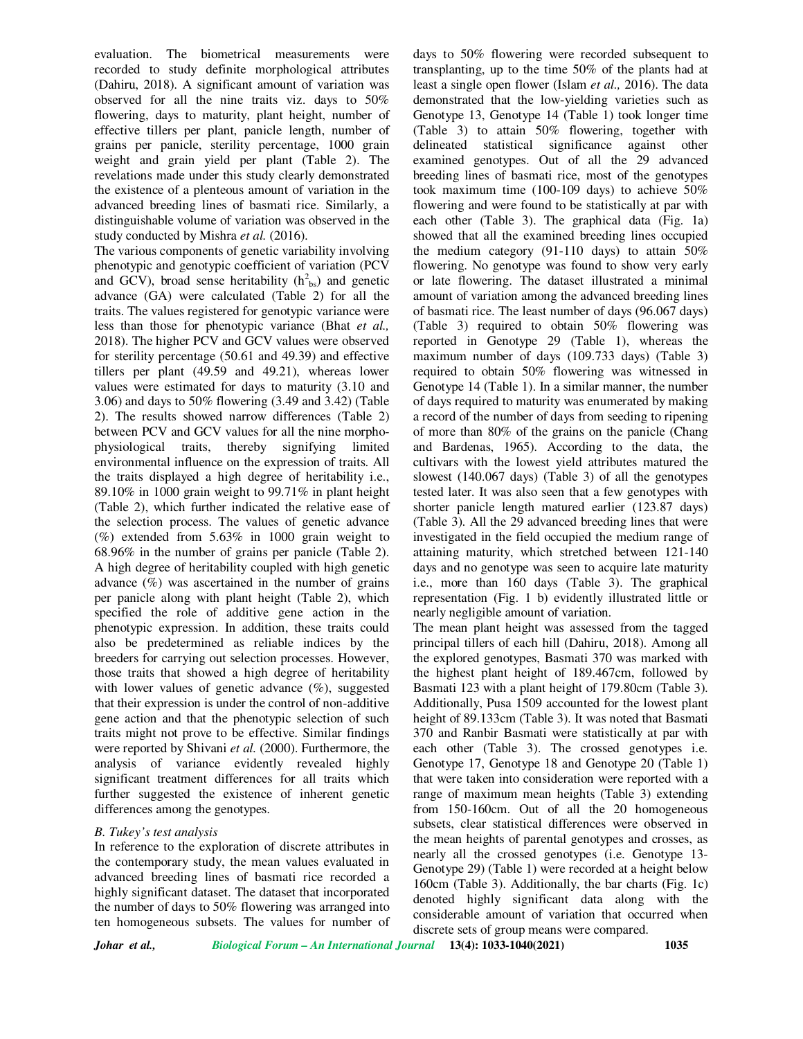evaluation. The biometrical measurements were recorded to study definite morphological attributes (Dahiru, 2018). A significant amount of variation was observed for all the nine traits viz. days to 50% flowering, days to maturity, plant height, number of effective tillers per plant, panicle length, number of grains per panicle, sterility percentage, 1000 grain weight and grain yield per plant (Table 2). The revelations made under this study clearly demonstrated the existence of a plenteous amount of variation in the advanced breeding lines of basmati rice. Similarly, a distinguishable volume of variation was observed in the study conducted by Mishra *et al.* (2016).

The various components of genetic variability involving phenotypic and genotypic coefficient of variation (PCV and GCV), broad sense heritability ($h^2_{bs}$) and genetic advance (GA) were calculated (Table 2) for all the traits. The values registered for genotypic variance were less than those for phenotypic variance (Bhat *et al.,* 2018). The higher PCV and GCV values were observed for sterility percentage (50.61 and 49.39) and effective tillers per plant (49.59 and 49.21), whereas lower values were estimated for days to maturity (3.10 and 3.06) and days to 50% flowering (3.49 and 3.42) (Table 2). The results showed narrow differences (Table 2) between PCV and GCV values for all the nine morpho-physiological traits, thereby signifying limited environmental influence on the expression of traits. All the traits displayed a high degree of heritability i.e., 89.10% in 1000 grain weight to 99.71% in plant height (Table 2), which further indicated the relative ease of the selection process. The values of genetic advance (%) extended from 5.63% in 1000 grain weight to 68.96% in the number of grains per panicle (Table 2). A high degree of heritability coupled with high genetic advance (%) was ascertained in the number of grains per panicle along with plant height (Table 2), which specified the role of additive gene action in the phenotypic expression. In addition, these traits could also be predetermined as reliable indices by the breeders for carrying out selection processes. However, those traits that showed a high degree of heritability with lower values of genetic advance (%), suggested that their expression is under the control of non-additive gene action and that the phenotypic selection of such traits might not prove to be effective. Similar findings were reported by Shivani *et al.* (2000). Furthermore, the analysis of variance evidently revealed highly significant treatment differences for all traits which further suggested the existence of inherent genetic differences among the genotypes.

*B. Tukey's test analysis*

In reference to the exploration of discrete attributes in the contemporary study, the mean values evaluated in advanced breeding lines of basmati rice recorded a highly significant dataset. The dataset that incorporated the number of days to 50% flowering was arranged into ten homogeneous subsets. The values for number of days to 50% flowering were recorded subsequent to transplanting, up to the time 50% of the plants had at least a single open flower (Islam *et al.,* 2016). The data demonstrated that the low-yielding varieties such as Genotype 13, Genotype 14 (Table 1) took longer time (Table 3) to attain 50% flowering, together with delineated statistical significance against other examined genotypes. Out of all the 29 advanced breeding lines of basmati rice, most of the genotypes took maximum time (100-109 days) to achieve 50% flowering and were found to be statistically at par with each other (Table 3). The graphical data (Fig. 1a) showed that all the examined breeding lines occupied the medium category (91-110 days) to attain 50% flowering. No genotype was found to show very early or late flowering. The dataset illustrated a minimal amount of variation among the advanced breeding lines of basmati rice. The least number of days (96.067 days) (Table 3) required to obtain 50% flowering was reported in Genotype 29 (Table 1), whereas the maximum number of days (109.733 days) (Table 3) required to obtain 50% flowering was witnessed in Genotype 14 (Table 1). In a similar manner, the number of days required to maturity was enumerated by making a record of the number of days from seeding to ripening of more than 80% of the grains on the panicle (Chang and Bardenas, 1965). According to the data, the cultivars with the lowest yield attributes matured the slowest (140.067 days) (Table 3) of all the genotypes tested later. It was also seen that a few genotypes with shorter panicle length matured earlier (123.87 days) (Table 3). All the 29 advanced breeding lines that were investigated in the field occupied the medium range of attaining maturity, which stretched between 121-140 days and no genotype was seen to acquire late maturity i.e., more than 160 days (Table 3). The graphical representation (Fig. 1 b) evidently illustrated little or nearly negligible amount of variation.

The mean plant height was assessed from the tagged principal tillers of each hill (Dahiru, 2018). Among all the explored genotypes, Basmati 370 was marked with the highest plant height of 189.467cm, followed by Basmati 123 with a plant height of 179.80cm (Table 3). Additionally, Pusa 1509 accounted for the lowest plant height of 89.133cm (Table 3). It was noted that Basmati 370 and Ranbir Basmati were statistically at par with each other (Table 3). The crossed genotypes i.e. Genotype 17, Genotype 18 and Genotype 20 (Table 1) that were taken into consideration were reported with a range of maximum mean heights (Table 3) extending from 150-160cm. Out of all the 20 homogeneous subsets, clear statistical differences were observed in the mean heights of parental genotypes and crosses, as nearly all the crossed genotypes (i.e. Genotype 13-Genotype 29) (Table 1) were recorded at a height below 160cm (Table 3). Additionally, the bar charts (Fig. 1c) denoted highly significant data along with the considerable amount of variation that occurred when discrete sets of group means were compared.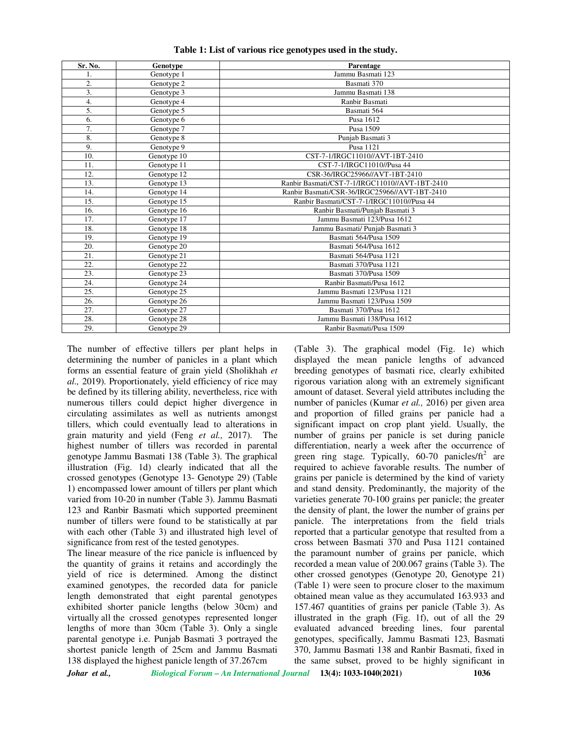**Table 1: List of various rice genotypes used in the study.**

| Sr. No. | Genotype | Parentage |
|---|---|---|
| 1. | Genotype 1 | Jammu Basmati 123 |
| 2. | Genotype 2 | Basmati 370 |
| 3. | Genotype 3 | Jammu Basmati 138 |
| 4. | Genotype 4 | Ranbir Basmati |
| 5. | Genotype 5 | Basmati 564 |
| 6. | Genotype 6 | Pusa 1612 |
| 7. | Genotype 7 | Pusa 1509 |
| 8. | Genotype 8 | Punjab Basmati 3 |
| 9. | Genotype 9 | Pusa 1121 |
| 10. | Genotype 10 | CST-7-1/IRGC11010//AVT-1BT-2410 |
| 11. | Genotype 11 | CST-7-1/IRGC11010//Pusa 44 |
| 12. | Genotype 12 | CSR-36/IRGC25966//AVT-1BT-2410 |
| 13. | Genotype 13 | Ranbir Basmati/CST-7-1/IRGC11010//AVT-1BT-2410 |
| 14. | Genotype 14 | Ranbir Basmati/CSR-36/IRGC25966//AVT-1BT-2410 |
| 15. | Genotype 15 | Ranbir Basmati/CST-7-1/IRGC11010//Pusa 44 |
| 16. | Genotype 16 | Ranbir Basmati/Punjab Basmati 3 |
| 17. | Genotype 17 | Jammu Basmati 123/Pusa 1612 |
| 18. | Genotype 18 | Jammu Basmati/ Punjab Basmati 3 |
| 19. | Genotype 19 | Basmati 564/Pusa 1509 |
| 20. | Genotype 20 | Basmati 564/Pusa 1612 |
| 21. | Genotype 21 | Basmati 564/Pusa 1121 |
| 22. | Genotype 22 | Basmati 370/Pusa 1121 |
| 23. | Genotype 23 | Basmati 370/Pusa 1509 |
| 24. | Genotype 24 | Ranbir Basmati/Pusa 1612 |
| 25. | Genotype 25 | Jammu Basmati 123/Pusa 1121 |
| 26. | Genotype 26 | Jammu Basmati 123/Pusa 1509 |
| 27. | Genotype 27 | Basmati 370/Pusa 1612 |
| 28. | Genotype 28 | Jammu Basmati 138/Pusa 1612 |
| 29. | Genotype 29 | Ranbir Basmati/Pusa 1509 |

The number of effective tillers per plant helps in determining the number of panicles in a plant which forms an essential feature of grain yield (Sholikhah *et al.,* 2019). Proportionately, yield efficiency of rice may be defined by its tillering ability, nevertheless, rice with numerous tillers could depict higher divergence in circulating assimilates as well as nutrients amongst tillers, which could eventually lead to alterations in grain maturity and yield (Feng *et al.,* 2017). The highest number of tillers was recorded in parental genotype Jammu Basmati 138 (Table 3). The graphical illustration (Fig. 1d) clearly indicated that all the crossed genotypes (Genotype 13- Genotype 29) (Table 1) encompassed lower amount of tillers per plant which varied from 10-20 in number (Table 3). Jammu Basmati 123 and Ranbir Basmati which supported preeminent number of tillers were found to be statistically at par with each other (Table 3) and illustrated high level of significance from rest of the tested genotypes.

The linear measure of the rice panicle is influenced by the quantity of grains it retains and accordingly the yield of rice is determined. Among the distinct examined genotypes, the recorded data for panicle length demonstrated that eight parental genotypes exhibited shorter panicle lengths (below 30cm) and virtually all the crossed genotypes represented longer lengths of more than 30cm (Table 3). Only a single parental genotype i.e. Punjab Basmati 3 portrayed the shortest panicle length of 25cm and Jammu Basmati 138 displayed the highest panicle length of 37.267cm (Table 3). The graphical model (Fig. 1e) which displayed the mean panicle lengths of advanced breeding genotypes of basmati rice, clearly exhibited rigorous variation along with an extremely significant amount of dataset. Several yield attributes including the number of panicles (Kumar *et al.,* 2016) per given area and proportion of filled grains per panicle had a significant impact on crop plant yield. Usually, the number of grains per panicle is set during panicle differentiation, nearly a week after the occurrence of green ring stage. Typically, 60-70 panicles/ft$^2$ are required to achieve favorable results. The number of grains per panicle is determined by the kind of variety and stand density. Predominantly, the majority of the varieties generate 70-100 grains per panicle; the greater the density of plant, the lower the number of grains per panicle. The interpretations from the field trials reported that a particular genotype that resulted from a cross between Basmati 370 and Pusa 1121 contained the paramount number of grains per panicle, which recorded a mean value of 200.067 grains (Table 3). The other crossed genotypes (Genotype 20, Genotype 21) (Table 1) were seen to procure closer to the maximum obtained mean value as they accumulated 163.933 and 157.467 quantities of grains per panicle (Table 3). As illustrated in the graph (Fig. 1f), out of all the 29 evaluated advanced breeding lines, four parental genotypes, specifically, Jammu Basmati 123, Basmati 370, Jammu Basmati 138 and Ranbir Basmati, fixed in the same subset, proved to be highly significant in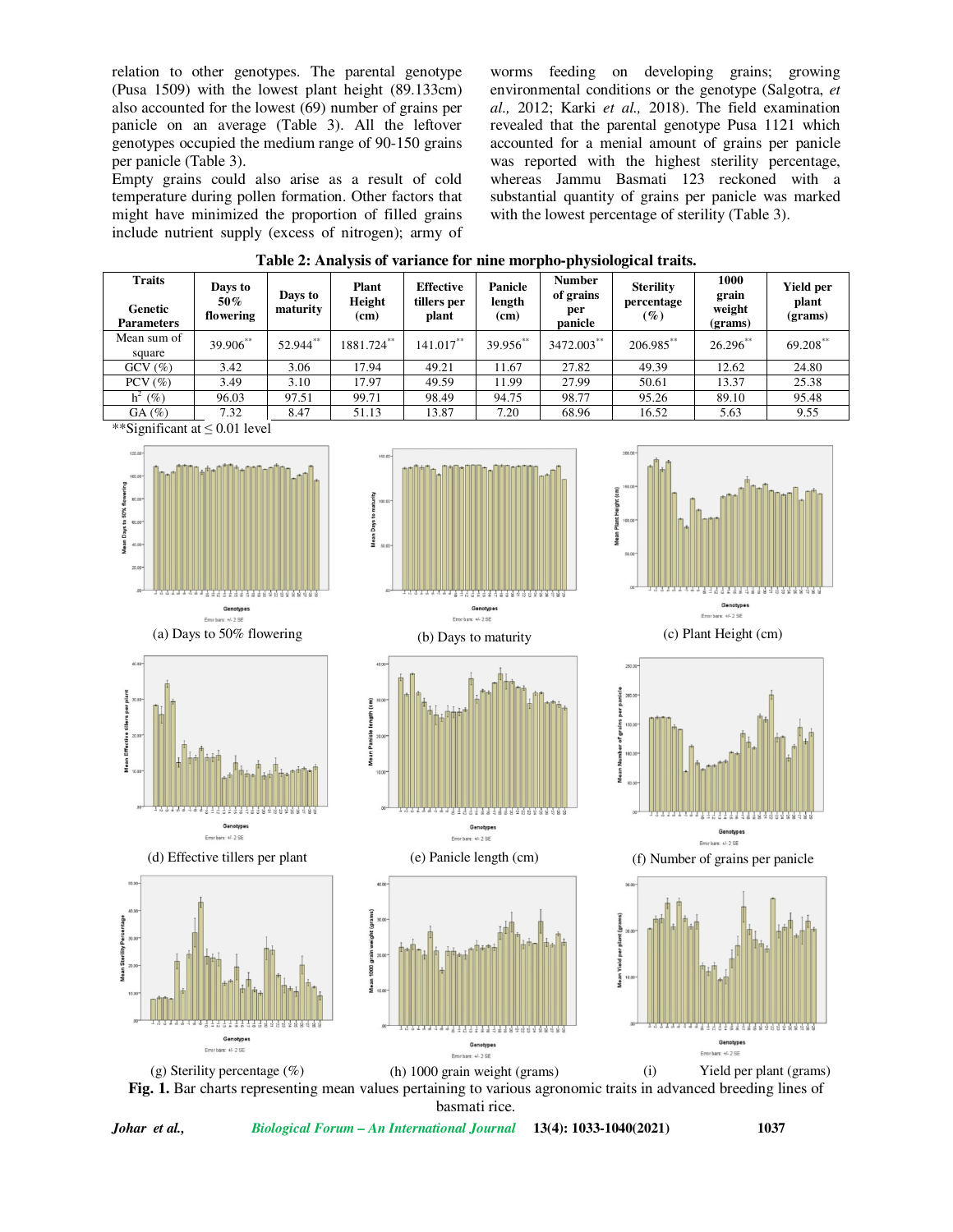relation to other genotypes. The parental genotype (Pusa 1509) with the lowest plant height (89.133cm) also accounted for the lowest (69) number of grains per panicle on an average (Table 3). All the leftover genotypes occupied the medium range of 90-150 grains per panicle (Table 3).

Empty grains could also arise as a result of cold temperature during pollen formation. Other factors that might have minimized the proportion of filled grains include nutrient supply (excess of nitrogen); army of worms feeding on developing grains; growing environmental conditions or the genotype (Salgotra, *et al.,* 2012; Karki *et al.,* 2018). The field examination revealed that the parental genotype Pusa 1121 which accounted for a menial amount of grains per panicle was reported with the highest sterility percentage, whereas Jammu Basmati 123 reckoned with a substantial quantity of grains per panicle was marked with the lowest percentage of sterility (Table 3).

**Table 2: Analysis of variance for nine morpho-physiological traits.**

| Traits / Genetic Parameters | Days to 50% flowering | Days to maturity | Plant Height (cm) | Effective tillers per plant | Panicle length (cm) | Number of grains per panicle | Sterility percentage (%) | 1000 grain weight (grams) | Yield per plant (grams) |
|---|---|---|---|---|---|---|---|---|---|
| Mean sum of square | 39.906** | 52.944** | 1881.724** | 141.017** | 39.956** | 3472.003** | 206.985** | 26.296** | 69.208** |
| GCV (%) | 3.42 | 3.06 | 17.94 | 49.21 | 11.67 | 27.82 | 49.39 | 12.62 | 24.80 |
| PCV (%) | 3.49 | 3.10 | 17.97 | 49.59 | 11.99 | 27.99 | 50.61 | 13.37 | 25.38 |
| $h^2$ (%) | 96.03 | 97.51 | 99.71 | 98.49 | 94.75 | 98.77 | 95.26 | 89.10 | 95.48 |
| GA (%) | 7.32 | 8.47 | 51.13 | 13.87 | 7.20 | 68.96 | 16.52 | 5.63 | 9.55 |

**Significant at ≤ 0.01 level

(a) Days to 50% flowering

(b) Days to maturity

(c) Plant Height (cm)

(d) Effective tillers per plant

(e) Panicle length (cm)

(f) Number of grains per panicle

(g) Sterility percentage (%)

(h) 1000 grain weight (grams)

(i) Yield per plant (grams)

**Fig. 1.** Bar charts representing mean values pertaining to various agronomic traits in advanced breeding lines of basmati rice.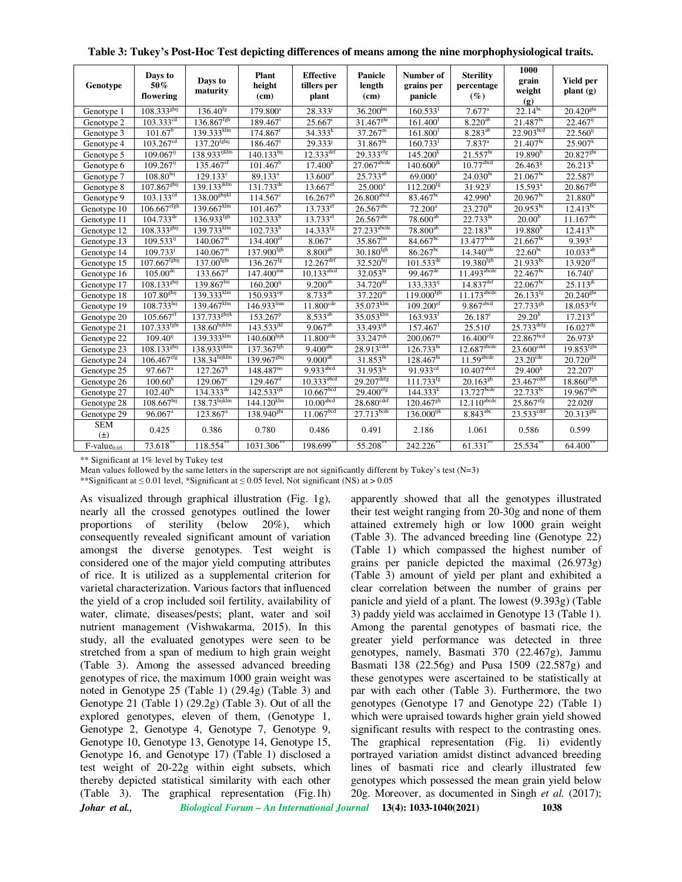**Table 3: Tukey's Post-Hoc Test depicting differences of means among the nine morphophysiological traits.**

| Genotype | Days to 50% flowering | Days to maturity | Plant height (cm) | Effective tillers per plant | Panicle length (cm) | Number of grains per panicle | Sterility percentage (%) | 1000 grain weight (g) | Yield per plant (g) |
|---|---|---|---|---|---|---|---|---|---|
| Genotype 1 | $108.333^{ghij}$ | $136.40^{fg}$ | $179.800^{s}$ | $28.333^{j}$ | $36.200^{lm}$ | $160.533^{l}$ | $7.677^{a}$ | $22.14^{bc}$ | $20.420^{ghi}$ |
| Genotype 2 | $103.333^{cd}$ | $136.867^{fgh}$ | $189.467^{t}$ | $25.667^{i}$ | $31.467^{ghi}$ | $161.400^{l}$ | $8.220^{ab}$ | $21.487^{bc}$ | $22.467^{ij}$ |
| Genotype 3 | $101.67^{b}$ | $139.333^{klm}$ | $174.867^{r}$ | $34.333^{k}$ | $37.267^{m}$ | $161.800^{l}$ | $8.283^{ab}$ | $22.903^{bcd}$ | $22.560^{ij}$ |
| Genotype 4 | $103.267^{cd}$ | $137.20^{fghij}$ | $186.467^{t}$ | $29.333^{j}$ | $31.867^{hi}$ | $160.733^{l}$ | $7.837^{a}$ | $21.407^{bc}$ | $25.907^{k}$ |
| Genotype 5 | $109.067^{ij}$ | $138.933^{ijklm}$ | $140.133^{hij}$ | $12.333^{def}$ | $29.333^{efg}$ | $145.200^{k}$ | $21.557^{hi}$ | $19.890^{b}$ | $20.827^{ghi}$ |
| Genotype 6 | $109.267^{ij}$ | $135.467^{ef}$ | $101.467^{b}$ | $17.400^{h}$ | $27.067^{abcde}$ | $140.600^{jk}$ | $10.77^{abcd}$ | $26.463^{g}$ | $26.213^{k}$ |
| Genotype 7 | $108.80^{hij}$ | $129.133^{c}$ | $89.133^{a}$ | $13.600^{ef}$ | $25.733^{ab}$ | $69.000^{a}$ | $24.030^{hi}$ | $21.067^{bc}$ | $22.587^{ij}$ |
| Genotype 8 | $107.867^{ghij}$ | $139.133^{jklm}$ | $131.733^{de}$ | $13.667^{ef}$ | $25.000^{a}$ | $112.200^{fg}$ | $31.923^{j}$ | $15.593^{a}$ | $20.867^{ghi}$ |
| Genotype 9 | $103.133^{cd}$ | $138.00^{ghijkl}$ | $114.567^{c}$ | $16.267^{gh}$ | $26.800^{abcd}$ | $83.467^{bc}$ | $42.990^{k}$ | $20.967^{bc}$ | $21.880^{hi}$ |
| Genotype 10 | $106.667^{efgh}$ | $139.667^{klm}$ | $101.467^{b}$ | $13.733^{ef}$ | $26.567^{abc}$ | $72.200^{a}$ | $23.270^{hi}$ | $20.953^{bc}$ | $12.413^{bc}$ |
| Genotype 11 | $104.733^{de}$ | $136.933^{fgh}$ | $102.333^{b}$ | $13.733^{ef}$ | $26.567^{abc}$ | $78.600^{ab}$ | $22.733^{hi}$ | $20.00^{b}$ | $11.167^{abc}$ |
| Genotype 12 | $108.333^{ghij}$ | $139.733^{klm}$ | $102.733^{b}$ | $14.333^{fg}$ | $27.233^{abcde}$ | $78.800^{ab}$ | $22.183^{hi}$ | $19.880^{b}$ | $12.413^{bc}$ |
| Genotype 13 | $109.533^{ij}$ | $140.067^{m}$ | $134.400^{ef}$ | $8.067^{a}$ | $35.867^{lm}$ | $84.667^{bc}$ | $13.477^{bcde}$ | $21.667^{bc}$ | $9.393^{a}$ |
| Genotype 14 | $109.733^{j}$ | $140.067^{m}$ | $137.900^{fgh}$ | $8.800^{ab}$ | $30.180^{fgh}$ | $86.267^{bc}$ | $14.340^{cde}$ | $22.60^{bc}$ | $10.033^{ab}$ |
| Genotype 15 | $107.667^{fghij}$ | $137.00^{fghi}$ | $136.267^{fg}$ | $12.267^{def}$ | $32.520^{hij}$ | $101.533^{de}$ | $19.380^{fgh}$ | $21.933^{bc}$ | $13.920^{cd}$ |
| Genotype 16 | $105.00^{de}$ | $133.667^{d}$ | $147.400^{mn}$ | $10.133^{abcd}$ | $32.053^{hi}$ | $99.467^{de}$ | $11.493^{abcde}$ | $22.467^{bc}$ | $16.740^{e}$ |
| Genotype 17 | $108.133^{ghij}$ | $139.867^{lm}$ | $160.200^{q}$ | $9.200^{ab}$ | $34.720^{jkl}$ | $133.333^{ij}$ | $14.837^{def}$ | $22.067^{bc}$ | $25.113^{jk}$ |
| Genotype 18 | $107.80^{ghij}$ | $139.333^{klm}$ | $150.933^{op}$ | $8.733^{ab}$ | $37.220^{m}$ | $119.000^{fgh}$ | $11.173^{abcde}$ | $26.133^{fg}$ | $20.240^{ghi}$ |
| Genotype 19 | $108.733^{hij}$ | $139.467^{klm}$ | $146.933^{lmn}$ | $11.800^{cde}$ | $35.073^{klm}$ | $109.200^{ef}$ | $9.867^{abcd}$ | $27.733^{gh}$ | $18.053^{efg}$ |
| Genotype 20 | $105.667^{ef}$ | $137.733^{ghijk}$ | $153.267^{p}$ | $8.533^{ab}$ | $35.053^{klm}$ | $163.933^{l}$ | $26.187^{i}$ | $29.20^{h}$ | $17.213^{ef}$ |
| Genotype 21 | $107.333^{fghi}$ | $138.60^{hijklm}$ | $143.533^{jkl}$ | $9.067^{ab}$ | $33.493^{ijk}$ | $157.467^{l}$ | $25.510^{i}$ | $25.733^{defg}$ | $16.027^{de}$ |
| Genotype 22 | $109.40^{ij}$ | $139.333^{klm}$ | $140.600^{hijk}$ | $11.800^{cde}$ | $33.247^{ijk}$ | $200.067^{m}$ | $16.400^{efg}$ | $22.867^{bcd}$ | $26.973^{k}$ |
| Genotype 23 | $108.133^{ghij}$ | $138.933^{ijklm}$ | $137.367^{fgh}$ | $9.400^{abc}$ | $28.913^{cdef}$ | $126.733^{hi}$ | $12.687^{abcde}$ | $23.600^{cdef}$ | $19.853^{fghi}$ |
| Genotype 24 | $106.467^{efg}$ | $138.34^{hijklm}$ | $139.967^{ghij}$ | $9.000^{ab}$ | $31.853^{hi}$ | $128.467^{hi}$ | $11.59^{abcde}$ | $23.20^{cde}$ | $20.720^{ghi}$ |
| Genotype 25 | $97.667^{a}$ | $127.267^{b}$ | $148.487^{no}$ | $9.933^{abcd}$ | $31.953^{hi}$ | $91.933^{cd}$ | $10.407^{abcd}$ | $29.400^{h}$ | $22.207^{i}$ |
| Genotype 26 | $100.60^{b}$ | $129.067^{c}$ | $129.467^{d}$ | $10.333^{abcd}$ | $29.207^{defg}$ | $111.733^{fg}$ | $20.163^{gh}$ | $23.467^{cdef}$ | $18.860^{efgh}$ |
| Genotype 27 | $102.40^{bc}$ | $134.333^{de}$ | $142.533^{ijk}$ | $10.667^{bcd}$ | $29.400^{efg}$ | $144.333^{k}$ | $13.727^{bcde}$ | $22.733^{bc}$ | $19.967^{fghi}$ |
| Genotype 28 | $108.667^{hij}$ | $138.73^{hijklm}$ | $144.120^{klm}$ | $10.00^{abcd}$ | $28.680^{cdef}$ | $120.467^{gh}$ | $12.110^{abcde}$ | $25.867^{efg}$ | $22.020^{i}$ |
| Genotype 29 | $96.067^{a}$ | $123.867^{a}$ | $138.940^{ghi}$ | $11.067^{bcd}$ | $27.713^{bcde}$ | $136.000^{ijk}$ | $8.843^{abc}$ | $23.533^{cdef}$ | $20.313^{ghi}$ |
| SEM (±) | 0.425 | 0.386 | 0.780 | 0.486 | 0.491 | 2.186 | 1.061 | 0.586 | 0.599 |
| $F\text{-value}_{0.05}$ | $73.618^{**}$ | $118.554^{**}$ | $1031.306^{**}$ | $198.699^{**}$ | $55.208^{**}$ | $242.226^{**}$ | $61.331^{**}$ | $25.534^{**}$ | $64.400^{**}$ |

** Significant at 1% level by Tukey test

Mean values followed by the same letters in the superscript are not significantly different by Tukey's test (N=3)

**Significant at ≤ 0.01 level, *Significant at ≤ 0.05 level, Not significant (NS) at > 0.05

As visualized through graphical illustration (Fig. 1g), nearly all the crossed genotypes outlined the lower proportions of sterility (below 20%), which consequently revealed significant amount of variation amongst the diverse genotypes. Test weight is considered one of the major yield computing attributes of rice. It is utilized as a supplemental criterion for varietal characterization. Various factors that influenced the yield of a crop included soil fertility, availability of water, climate, diseases/pests; plant, water and soil nutrient management (Vishwakarma, 2015). In this study, all the evaluated genotypes were seen to be stretched from a span of medium to high grain weight (Table 3). Among the assessed advanced breeding genotypes of rice, the maximum 1000 grain weight was noted in Genotype 25 (Table 1) (29.4g) (Table 3) and Genotype 21 (Table 1) (29.2g) (Table 3). Out of all the explored genotypes, eleven of them, (Genotype 1, Genotype 2, Genotype 4, Genotype 7, Genotype 9, Genotype 10, Genotype 13, Genotype 14, Genotype 15, Genotype 16, and Genotype 17) (Table 1) disclosed a test weight of 20-22g within eight subsets, which thereby depicted statistical similarity with each other (Table 3). The graphical representation (Fig.1h) apparently showed that all the genotypes illustrated their test weight ranging from 20-30g and none of them attained extremely high or low 1000 grain weight (Table 3). The advanced breeding line (Genotype 22) (Table 1) which compassed the highest number of grains per panicle depicted the maximal (26.973g) (Table 3) amount of yield per plant and exhibited a clear correlation between the number of grains per panicle and yield of a plant. The lowest (9.393g) (Table 3) paddy yield was acclaimed in Genotype 13 (Table 1). Among the parental genotypes of basmati rice, the greater yield performance was detected in three genotypes, namely, Basmati 370 (22.467g), Jammu Basmati 138 (22.56g) and Pusa 1509 (22.587g) and these genotypes were ascertained to be statistically at par with each other (Table 3). Furthermore, the two genotypes (Genotype 17 and Genotype 22) (Table 1) which were upraised towards higher grain yield showed significant results with respect to the contrasting ones. The graphical representation (Fig. 1i) evidently portrayed variation amidst distinct advanced breeding lines of basmati rice and clearly illustrated few genotypes which possessed the mean grain yield below 20g. Moreover, as documented in Singh *et al.* (2017);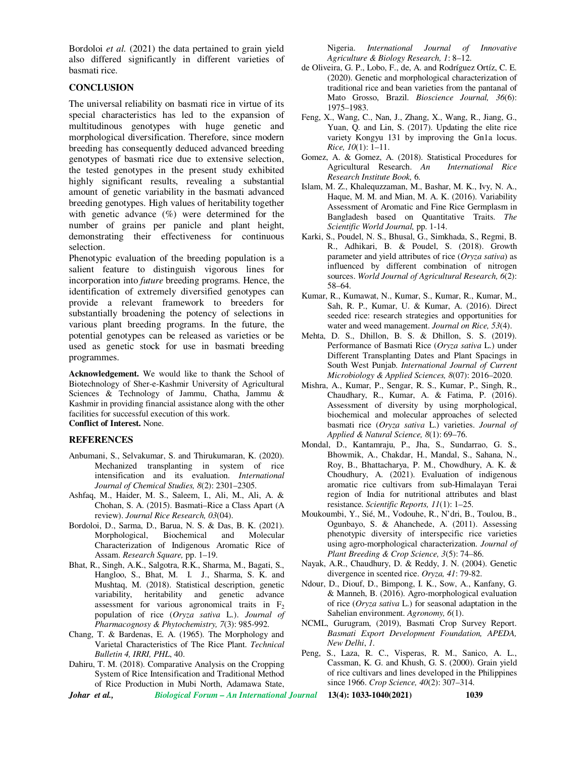Bordoloi *et al.* (2021) the data pertained to grain yield also differed significantly in different varieties of basmati rice.

## CONCLUSION

The universal reliability on basmati rice in virtue of its special characteristics has led to the expansion of multitudinous genotypes with huge genetic and morphological diversification. Therefore, since modern breeding has consequently deduced advanced breeding genotypes of basmati rice due to extensive selection, the tested genotypes in the present study exhibited highly significant results, revealing a substantial amount of genetic variability in the basmati advanced breeding genotypes. High values of heritability together with genetic advance (%) were determined for the number of grains per panicle and plant height, demonstrating their effectiveness for continuous selection.

Phenotypic evaluation of the breeding population is a salient feature to distinguish vigorous lines for incorporation into *future* breeding programs. Hence, the identification of extremely diversified genotypes can provide a relevant framework to breeders for substantially broadening the potency of selections in various plant breeding programs. In the future, the potential genotypes can be released as varieties or be used as genetic stock for use in basmati breeding programmes.

**Acknowledgement.** We would like to thank the School of Biotechnology of Sher-e-Kashmir University of Agricultural Sciences & Technology of Jammu, Chatha, Jammu & Kashmir in providing financial assistance along with the other facilities for successful execution of this work.

**Conflict of Interest.** None.

## REFERENCES

Anbumani, S., Selvakumar, S. and Thirukumaran, K. (2020). Mechanized transplanting in system of rice intensification and its evaluation. *International Journal of Chemical Studies, 8*(2): 2301–2305.

Ashfaq, M., Haider, M. S., Saleem, I., Ali, M., Ali, A. & Chohan, S. A. (2015). Basmati–Rice a Class Apart (A review). *Journal Rice Research, 03*(04).

Bordoloi, D., Sarma, D., Barua, N. S. & Das, B. K. (2021). Morphological, Biochemical and Molecular Characterization of Indigenous Aromatic Rice of Assam. *Research Square,* pp. 1–19.

Bhat, R., Singh, A.K., Salgotra, R.K., Sharma, M., Bagati, S., Hangloo, S., Bhat, M. I. J., Sharma, S. K. and Mushtaq, M. (2018). Statistical description, genetic variability, heritability and genetic advance assessment for various agronomical traits in $F_2$ population of rice (*Oryza sativa* L.). *Journal of Pharmacognosy & Phytochemistry, 7*(3): 985-992.

Chang, T. & Bardenas, E. A. (1965). The Morphology and Varietal Characteristics of The Rice Plant. *Technical Bulletin 4, IRRI, PHL*, 40.

Dahiru, T. M. (2018). Comparative Analysis on the Cropping System of Rice Intensification and Traditional Method of Rice Production in Mubi North, Adamawa State, Nigeria. *International Journal of Innovative Agriculture & Biology Research, 1*: 8–12.

de Oliveira, G. P., Lobo, F., de, A. and Rodríguez Ortíz, C. E. (2020). Genetic and morphological characterization of traditional rice and bean varieties from the pantanal of Mato Grosso, Brazil. *Bioscience Journal, 36*(6): 1975–1983.

Feng, X., Wang, C., Nan, J., Zhang, X., Wang, R., Jiang, G., Yuan, Q. and Lin, S. (2017). Updating the elite rice variety Kongyu 131 by improving the Gn1a locus. *Rice, 10*(1): 1–11.

Gomez, A. & Gomez, A. (2018). Statistical Procedures for Agricultural Research. *An International Rice Research Institute Book,* 6.

Islam, M. Z., Khalequzzaman, M., Bashar, M. K., Ivy, N. A., Haque, M. M. and Mian, M. A. K. (2016). Variability Assessment of Aromatic and Fine Rice Germplasm in Bangladesh based on Quantitative Traits. *The Scientific World Journal,* pp. 1-14.

Karki, S., Poudel, N. S., Bhusal, G., Simkhada, S., Regmi, B. R., Adhikari, B. & Poudel, S. (2018). Growth parameter and yield attributes of rice (*Oryza sativa*) as influenced by different combination of nitrogen sources. *World Journal of Agricultural Research, 6*(2): 58–64.

Kumar, R., Kumawat, N., Kumar, S., Kumar, R., Kumar, M., Sah, R. P., Kumar, U. & Kumar, A. (2016). Direct seeded rice: research strategies and opportunities for water and weed management. *Journal on Rice, 53*(4).

Mehta, D. S., Dhillon, B. S. & Dhillon, S. S. (2019). Performance of Basmati Rice (*Oryza sativa* L.) under Different Transplanting Dates and Plant Spacings in South West Punjab. *International Journal of Current Microbiology & Applied Sciences, 8*(07): 2016–2020.

Mishra, A., Kumar, P., Sengar, R. S., Kumar, P., Singh, R., Chaudhary, R., Kumar, A. & Fatima, P. (2016). Assessment of diversity by using morphological, biochemical and molecular approaches of selected basmati rice (*Oryza sativa* L.) varieties. *Journal of Applied & Natural Science, 8*(1): 69–76.

Mondal, D., Kantamraju, P., Jha, S., Sundarrao, G. S., Bhowmik, A., Chakdar, H., Mandal, S., Sahana, N., Roy, B., Bhattacharya, P. M., Chowdhury, A. K. & Choudhury, A. (2021). Evaluation of indigenous aromatic rice cultivars from sub-Himalayan Terai region of India for nutritional attributes and blast resistance. *Scientific Reports, 11*(1): 1–25.

Moukoumbi, Y., Sié, M., Vodouhe, R., N'dri, B., Toulou, B., Ogunbayo, S. & Ahanchede, A. (2011). Assessing phenotypic diversity of interspecific rice varieties using agro-morphological characterization. *Journal of Plant Breeding & Crop Science, 3*(5): 74–86.

Nayak, A.R., Chaudhury, D. & Reddy, J. N. (2004). Genetic divergence in scented rice. *Oryza, 41*: 79-82.

Ndour, D., Diouf, D., Bimpong, I. K., Sow, A., Kanfany, G. & Manneh, B. (2016). Agro-morphological evaluation of rice (*Oryza sativa* L.) for seasonal adaptation in the Sahelian environment. *Agronomy, 6*(1).

NCML, Gurugram, (2019), Basmati Crop Survey Report. *Basmati Export Development Foundation, APEDA, New Delhi*, *1*.

Peng, S., Laza, R. C., Visperas, R. M., Sanico, A. L., Cassman, K. G. and Khush, G. S. (2000). Grain yield of rice cultivars and lines developed in the Philippines since 1966. *Crop Science, 40*(2): 307–314.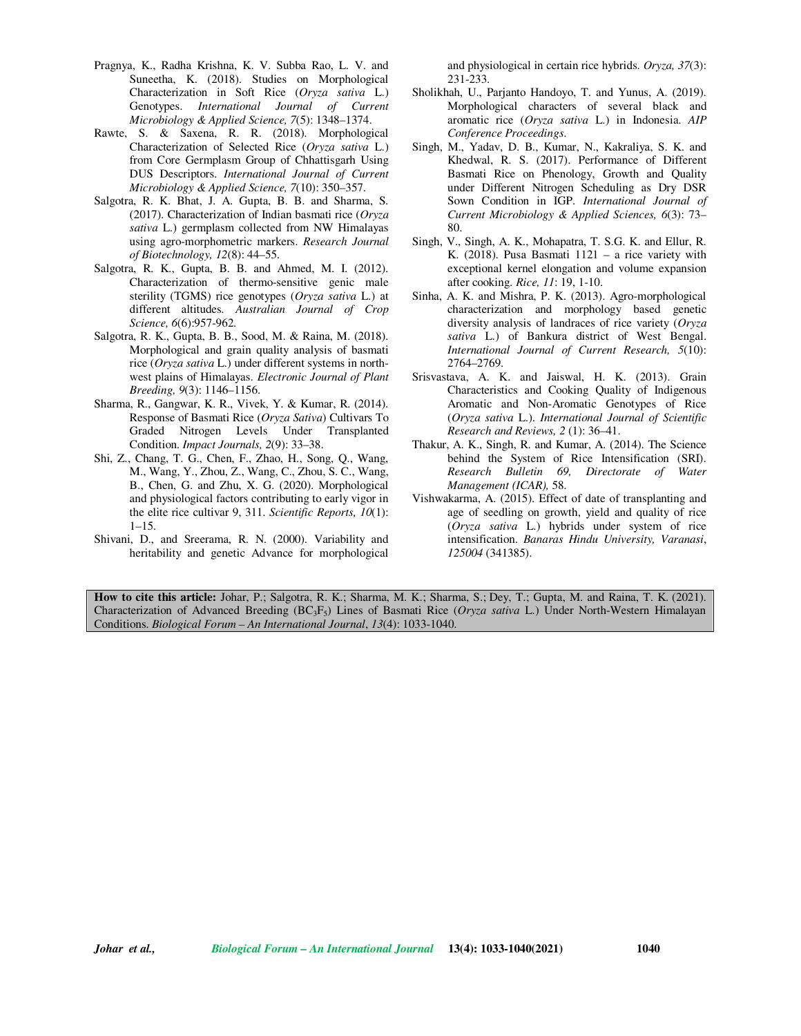Pragnya, K., Radha Krishna, K. V. Subba Rao, L. V. and Suneetha, K. (2018). Studies on Morphological Characterization in Soft Rice (*Oryza sativa* L.) Genotypes. *International Journal of Current Microbiology & Applied Science, 7*(5): 1348–1374.

Rawte, S. & Saxena, R. R. (2018). Morphological Characterization of Selected Rice (*Oryza sativa* L.) from Core Germplasm Group of Chhattisgarh Using DUS Descriptors. *International Journal of Current Microbiology & Applied Science, 7*(10): 350–357.

Salgotra, R. K. Bhat, J. A. Gupta, B. B. and Sharma, S. (2017). Characterization of Indian basmati rice (*Oryza sativa* L.) germplasm collected from NW Himalayas using agro-morphometric markers. *Research Journal of Biotechnology, 12*(8): 44–55.

Salgotra, R. K., Gupta, B. B. and Ahmed, M. I. (2012). Characterization of thermo-sensitive genic male sterility (TGMS) rice genotypes (*Oryza sativa* L.) at different altitudes. *Australian Journal of Crop Science, 6*(6):957-962.

Salgotra, R. K., Gupta, B. B., Sood, M. & Raina, M. (2018). Morphological and grain quality analysis of basmati rice (*Oryza sativa* L.) under different systems in north-west plains of Himalayas. *Electronic Journal of Plant Breeding, 9*(3): 1146–1156.

Sharma, R., Gangwar, K. R., Vivek, Y. & Kumar, R. (2014). Response of Basmati Rice (*Oryza Sativa*) Cultivars To Graded Nitrogen Levels Under Transplanted Condition. *Impact Journals, 2*(9): 33–38.

Shi, Z., Chang, T. G., Chen, F., Zhao, H., Song, Q., Wang, M., Wang, Y., Zhou, Z., Wang, C., Zhou, S. C., Wang, B., Chen, G. and Zhu, X. G. (2020). Morphological and physiological factors contributing to early vigor in the elite rice cultivar 9, 311. *Scientific Reports, 10*(1): 1–15.

Shivani, D., and Sreerama, R. N. (2000). Variability and heritability and genetic Advance for morphological and physiological in certain rice hybrids. *Oryza, 37*(3): 231-233.

Sholikhah, U., Parjanto Handoyo, T. and Yunus, A. (2019). Morphological characters of several black and aromatic rice (*Oryza sativa* L.) in Indonesia. *AIP Conference Proceedings.*

Singh, M., Yadav, D. B., Kumar, N., Kakraliya, S. K. and Khedwal, R. S. (2017). Performance of Different Basmati Rice on Phenology, Growth and Quality under Different Nitrogen Scheduling as Dry DSR Sown Condition in IGP. *International Journal of Current Microbiology & Applied Sciences, 6*(3): 73–80.

Singh, V., Singh, A. K., Mohapatra, T. S.G. K. and Ellur, R. K. (2018). Pusa Basmati 1121 – a rice variety with exceptional kernel elongation and volume expansion after cooking. *Rice, 11*: 19, 1-10.

Sinha, A. K. and Mishra, P. K. (2013). Agro-morphological characterization and morphology based genetic diversity analysis of landraces of rice variety (*Oryza sativa* L.) of Bankura district of West Bengal. *International Journal of Current Research, 5*(10): 2764–2769.

Srisvastava, A. K. and Jaiswal, H. K. (2013). Grain Characteristics and Cooking Quality of Indigenous Aromatic and Non-Aromatic Genotypes of Rice (*Oryza sativa* L.). *International Journal of Scientific Research and Reviews, 2* (1): 36–41.

Thakur, A. K., Singh, R. and Kumar, A. (2014). The Science behind the System of Rice Intensification (SRI). *Research Bulletin 69, Directorate of Water Management (ICAR),* 58.

Vishwakarma, A. (2015). Effect of date of transplanting and age of seedling on growth, yield and quality of rice (*Oryza sativa* L.) hybrids under system of rice intensification. *Banaras Hindu University, Varanasi*, *125004* (341385).

**How to cite this article:** Johar, P.; Salgotra, R. K.; Sharma, M. K.; Sharma, S.; Dey, T.; Gupta, M. and Raina, T. K. (2021). Characterization of Advanced Breeding ($BC_3F_5$) Lines of Basmati Rice (*Oryza sativa* L.) Under North-Western Himalayan Conditions. *Biological Forum – An International Journal*, *13*(4): 1033-1040.